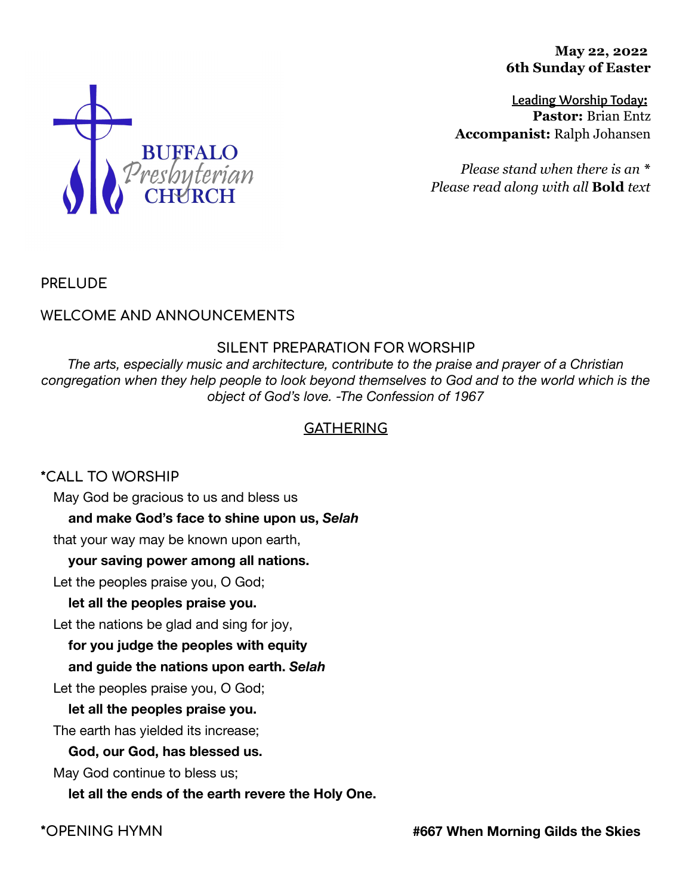**May 22, 2022**
**6th Sunday of Easter**

BUFFALO Presbyterian CHURCH

Leading Worship Today:
**Pastor:** Brian Entz
**Accompanist:** Ralph Johansen

*Please stand when there is an **
*Please read along with all* **Bold** *text*

PRELUDE

WELCOME AND ANNOUNCEMENTS

SILENT PREPARATION FOR WORSHIP

*The arts, especially music and architecture, contribute to the praise and prayer of a Christian congregation when they help people to look beyond themselves to God and to the world which is the object of God's love. -The Confession of 1967*

## GATHERING

*CALL TO WORSHIP

May God be gracious to us and bless us
**and make God's face to shine upon us, *Selah***
that your way may be known upon earth,
**your saving power among all nations.**
Let the peoples praise you, O God;
**let all the peoples praise you.**
Let the nations be glad and sing for joy,
**for you judge the peoples with equity**
**and guide the nations upon earth. *Selah***
Let the peoples praise you, O God;
**let all the peoples praise you.**
The earth has yielded its increase;
**God, our God, has blessed us.**
May God continue to bless us;
**let all the ends of the earth revere the Holy One.**

*OPENING HYMN **#667 When Morning Gilds the Skies**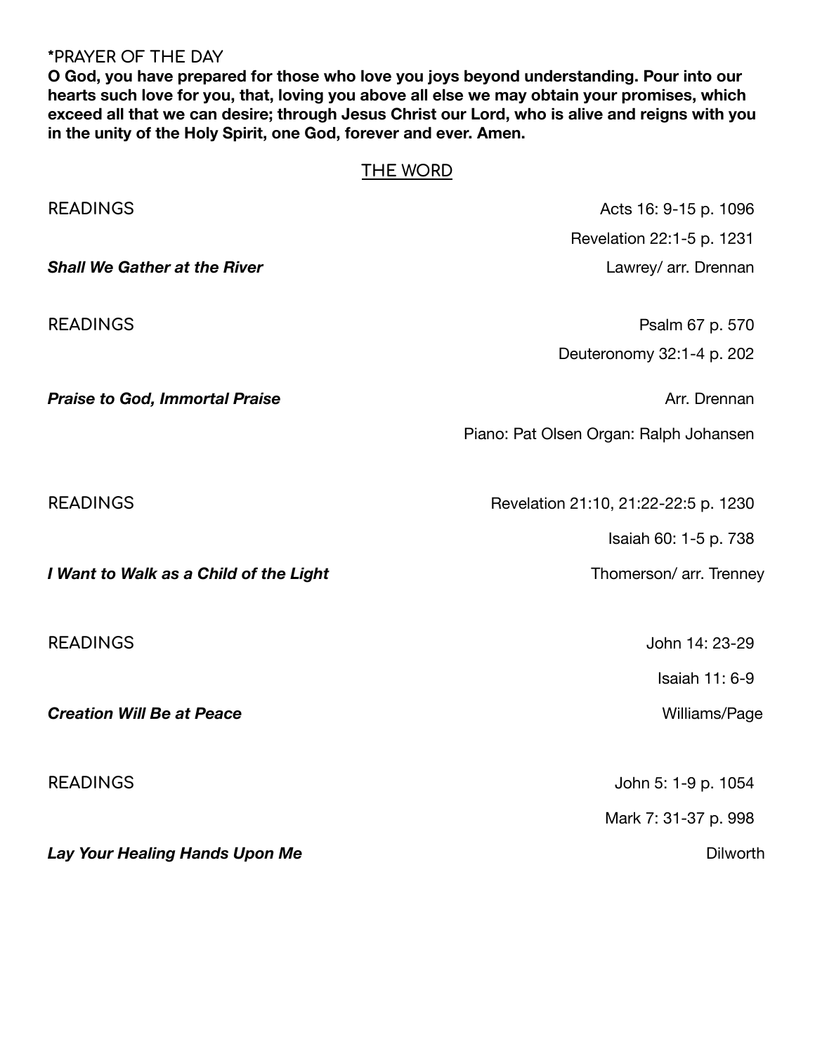*PRAYER OF THE DAY

**O God, you have prepared for those who love you joys beyond understanding. Pour into our hearts such love for you, that, loving you above all else we may obtain your promises, which exceed all that we can desire; through Jesus Christ our Lord, who is alive and reigns with you in the unity of the Holy Spirit, one God, forever and ever. Amen.**

## THE WORD

READINGS — Acts 16: 9-15 p. 1096

Revelation 22:1-5 p. 1231

***Shall We Gather at the River*** — Lawrey/ arr. Drennan

READINGS — Psalm 67 p. 570

Deuteronomy 32:1-4 p. 202

***Praise to God, Immortal Praise*** — Arr. Drennan

Piano: Pat Olsen Organ: Ralph Johansen

READINGS — Revelation 21:10, 21:22-22:5 p. 1230

Isaiah 60: 1-5 p. 738

***I Want to Walk as a Child of the Light*** — Thomerson/ arr. Trenney

READINGS — John 14: 23-29

Isaiah 11: 6-9

***Creation Will Be at Peace*** — Williams/Page

READINGS — John 5: 1-9 p. 1054

Mark 7: 31-37 p. 998

***Lay Your Healing Hands Upon Me*** — Dilworth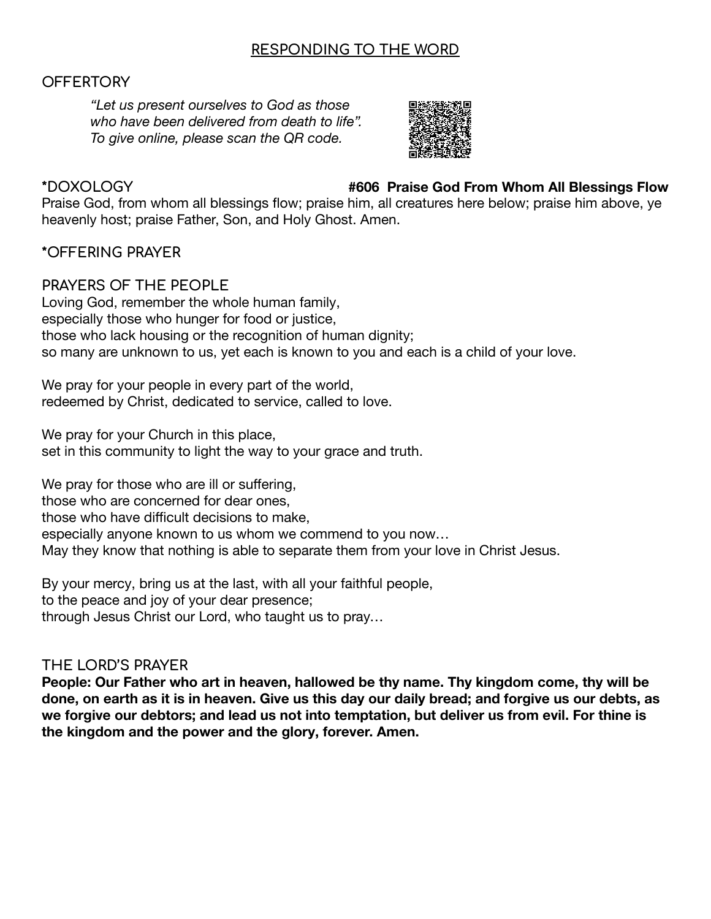## RESPONDING TO THE WORD

### OFFERTORY

*"Let us present ourselves to God as those who have been delivered from death to life". To give online, please scan the QR code.*

### *DOXOLOGY **#606 Praise God From Whom All Blessings Flow**

Praise God, from whom all blessings flow; praise him, all creatures here below; praise him above, ye heavenly host; praise Father, Son, and Holy Ghost. Amen.

### *OFFERING PRAYER

### PRAYERS OF THE PEOPLE

Loving God, remember the whole human family,
especially those who hunger for food or justice,
those who lack housing or the recognition of human dignity;
so many are unknown to us, yet each is known to you and each is a child of your love.

We pray for your people in every part of the world,
redeemed by Christ, dedicated to service, called to love.

We pray for your Church in this place,
set in this community to light the way to your grace and truth.

We pray for those who are ill or suffering,
those who are concerned for dear ones,
those who have difficult decisions to make,
especially anyone known to us whom we commend to you now…
May they know that nothing is able to separate them from your love in Christ Jesus.

By your mercy, bring us at the last, with all your faithful people,
to the peace and joy of your dear presence;
through Jesus Christ our Lord, who taught us to pray…

### THE LORD'S PRAYER

**People: Our Father who art in heaven, hallowed be thy name. Thy kingdom come, thy will be done, on earth as it is in heaven. Give us this day our daily bread; and forgive us our debts, as we forgive our debtors; and lead us not into temptation, but deliver us from evil. For thine is the kingdom and the power and the glory, forever. Amen.**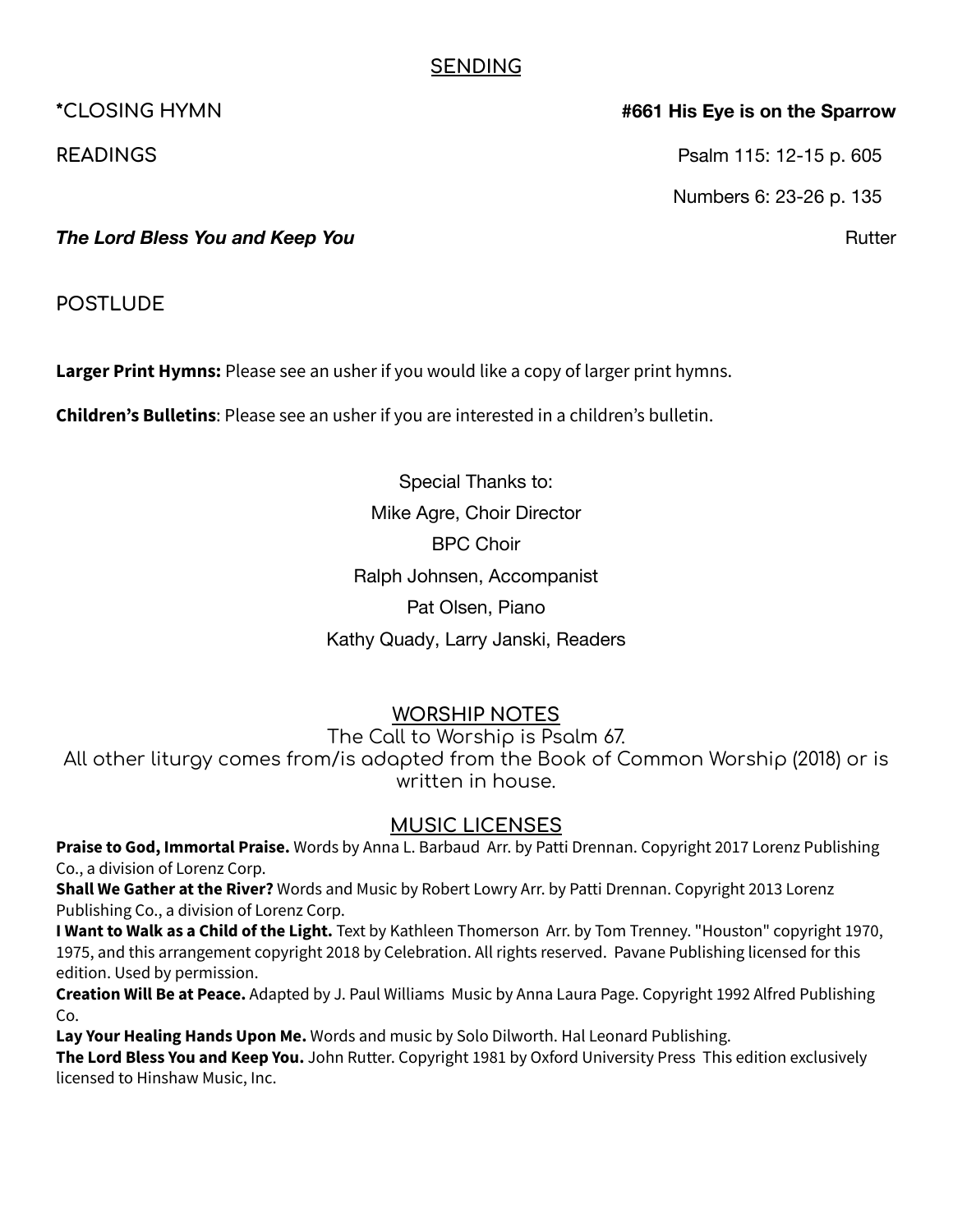## SENDING

*CLOSING HYMN **#661 His Eye is on the Sparrow**

READINGS Psalm 115: 12-15 p. 605

Numbers 6: 23-26 p. 135

***The Lord Bless You and Keep You*** Rutter

POSTLUDE

**Larger Print Hymns:** Please see an usher if you would like a copy of larger print hymns.

**Children's Bulletins**: Please see an usher if you are interested in a children's bulletin.

Special Thanks to:

Mike Agre, Choir Director

BPC Choir

Ralph Johnsen, Accompanist

Pat Olsen, Piano

Kathy Quady, Larry Janski, Readers

## WORSHIP NOTES

The Call to Worship is Psalm 67.

All other liturgy comes from/is adapted from the Book of Common Worship (2018) or is written in house.

## MUSIC LICENSES

**Praise to God, Immortal Praise.** Words by Anna L. Barbaud Arr. by Patti Drennan. Copyright 2017 Lorenz Publishing Co., a division of Lorenz Corp.

**Shall We Gather at the River?** Words and Music by Robert Lowry Arr. by Patti Drennan. Copyright 2013 Lorenz Publishing Co., a division of Lorenz Corp.

**I Want to Walk as a Child of the Light.** Text by Kathleen Thomerson Arr. by Tom Trenney. "Houston" copyright 1970, 1975, and this arrangement copyright 2018 by Celebration. All rights reserved. Pavane Publishing licensed for this edition. Used by permission.

**Creation Will Be at Peace.** Adapted by J. Paul Williams Music by Anna Laura Page. Copyright 1992 Alfred Publishing Co.

**Lay Your Healing Hands Upon Me.** Words and music by Solo Dilworth. Hal Leonard Publishing.

**The Lord Bless You and Keep You.** John Rutter. Copyright 1981 by Oxford University Press This edition exclusively licensed to Hinshaw Music, Inc.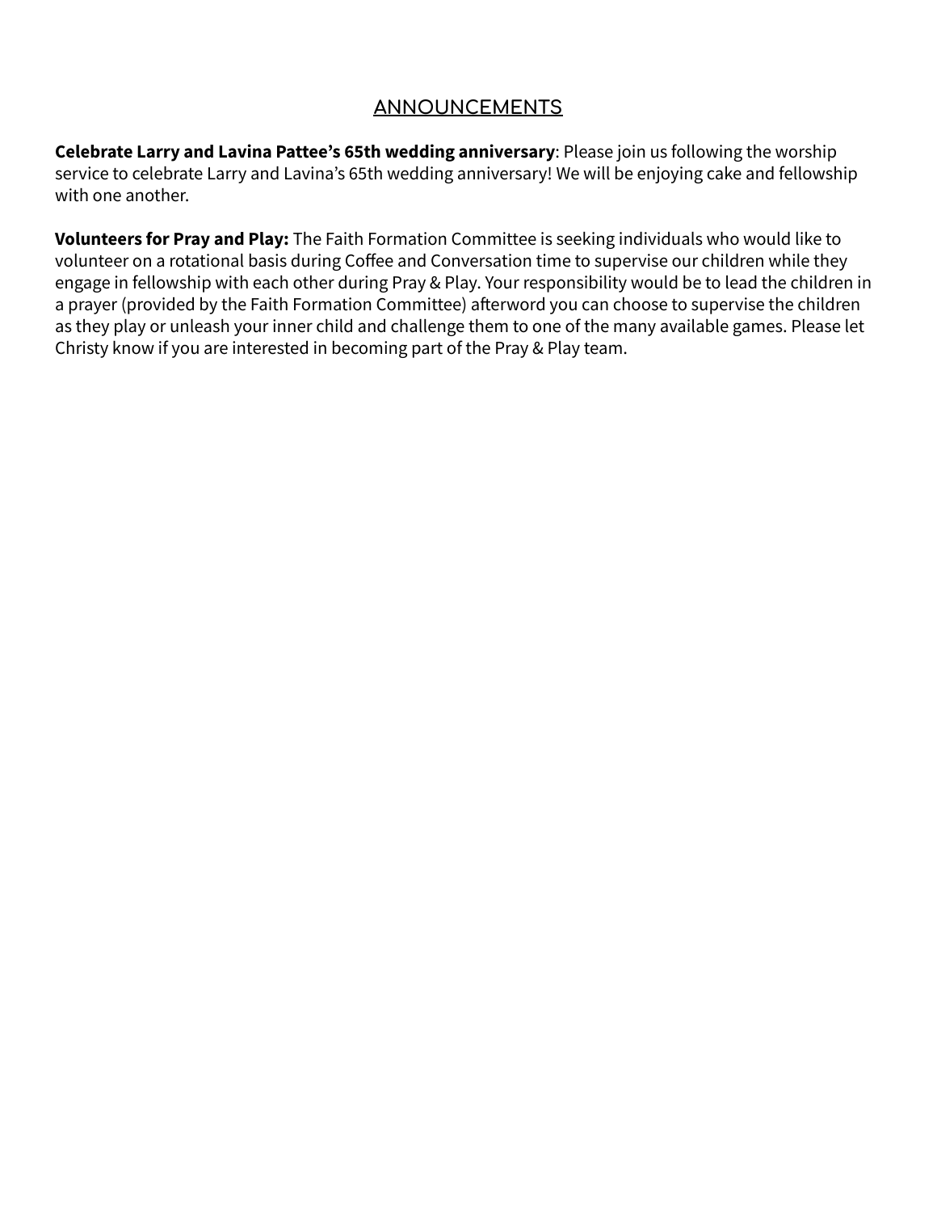## ANNOUNCEMENTS

**Celebrate Larry and Lavina Pattee's 65th wedding anniversary**: Please join us following the worship service to celebrate Larry and Lavina's 65th wedding anniversary! We will be enjoying cake and fellowship with one another.

**Volunteers for Pray and Play:** The Faith Formation Committee is seeking individuals who would like to volunteer on a rotational basis during Coffee and Conversation time to supervise our children while they engage in fellowship with each other during Pray & Play. Your responsibility would be to lead the children in a prayer (provided by the Faith Formation Committee) afterword you can choose to supervise the children as they play or unleash your inner child and challenge them to one of the many available games. Please let Christy know if you are interested in becoming part of the Pray & Play team.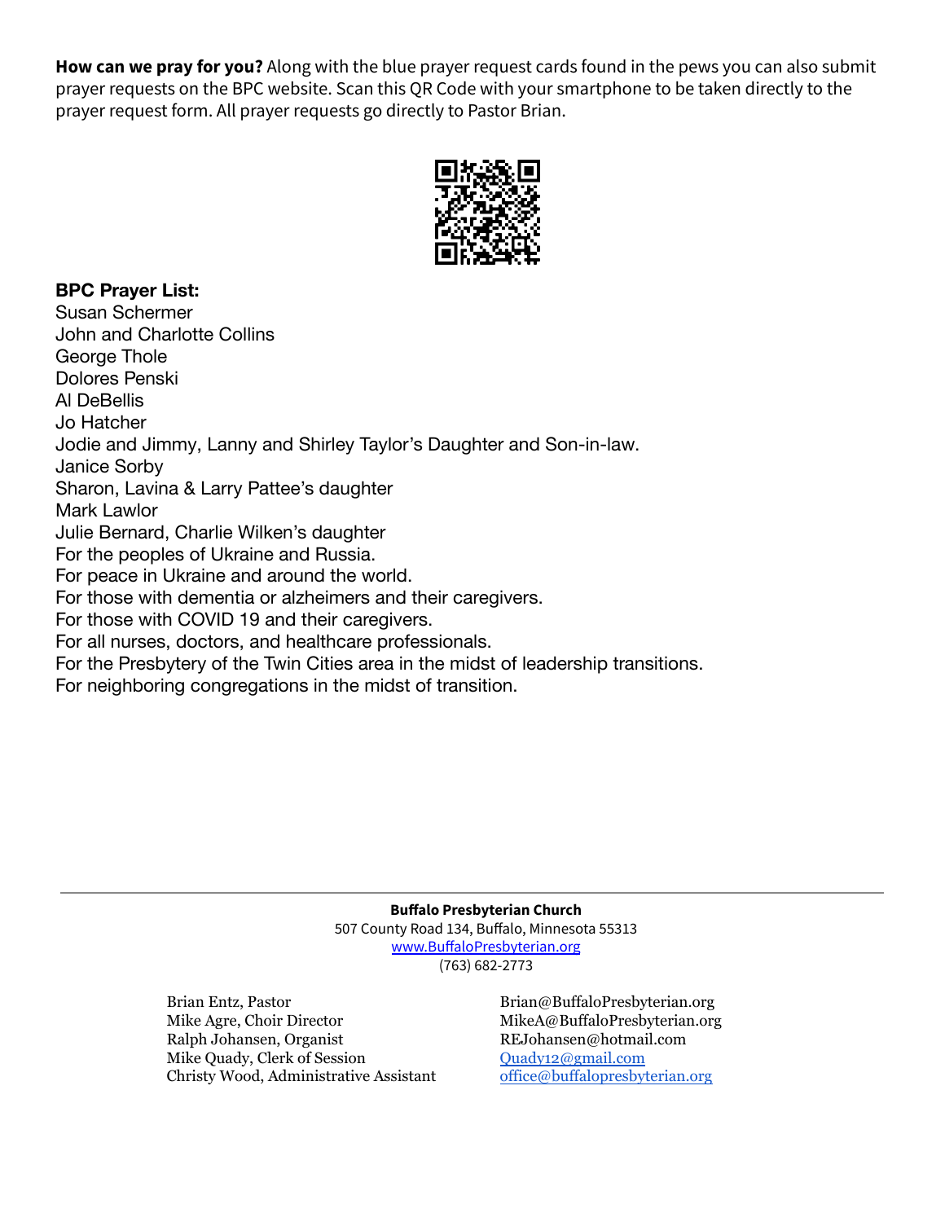**How can we pray for you?** Along with the blue prayer request cards found in the pews you can also submit prayer requests on the BPC website. Scan this QR Code with your smartphone to be taken directly to the prayer request form. All prayer requests go directly to Pastor Brian.

**BPC Prayer List:**

Susan Schermer  
John and Charlotte Collins  
George Thole  
Dolores Penski  
Al DeBellis  
Jo Hatcher  
Jodie and Jimmy, Lanny and Shirley Taylor's Daughter and Son-in-law.  
Janice Sorby  
Sharon, Lavina & Larry Pattee's daughter  
Mark Lawlor  
Julie Bernard, Charlie Wilken's daughter  
For the peoples of Ukraine and Russia.  
For peace in Ukraine and around the world.  
For those with dementia or alzheimers and their caregivers.  
For those with COVID 19 and their caregivers.  
For all nurses, doctors, and healthcare professionals.  
For the Presbytery of the Twin Cities area in the midst of leadership transitions.  
For neighboring congregations in the midst of transition.

---

**Buffalo Presbyterian Church**  
507 County Road 134, Buffalo, Minnesota 55313  
www.BuffaloPresbyterian.org  
(763) 682-2773

| | |
|---|---|
| Brian Entz, Pastor | Brian@BuffaloPresbyterian.org |
| Mike Agre, Choir Director | MikeA@BuffaloPresbyterian.org |
| Ralph Johansen, Organist | REJohansen@hotmail.com |
| Mike Quady, Clerk of Session | Quady12@gmail.com |
| Christy Wood, Administrative Assistant | office@buffalopresbyterian.org |